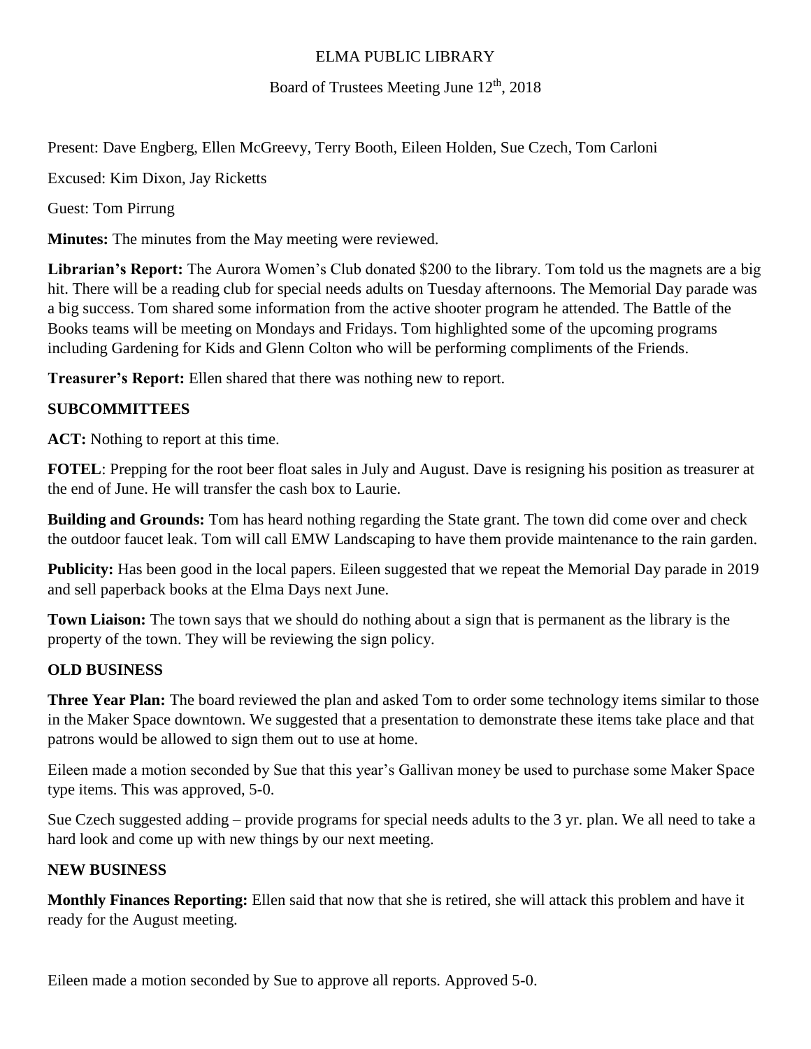# ELMA PUBLIC LIBRARY

## Board of Trustees Meeting June 12th, 2018

Present: Dave Engberg, Ellen McGreevy, Terry Booth, Eileen Holden, Sue Czech, Tom Carloni

Excused: Kim Dixon, Jay Ricketts

Guest: Tom Pirrung

**Minutes:** The minutes from the May meeting were reviewed.

**Librarian's Report:** The Aurora Women's Club donated $200 to the library. Tom told us the magnets are a big hit. There will be a reading club for special needs adults on Tuesday afternoons. The Memorial Day parade was a big success. Tom shared some information from the active shooter program he attended. The Battle of the Books teams will be meeting on Mondays and Fridays. Tom highlighted some of the upcoming programs including Gardening for Kids and Glenn Colton who will be performing compliments of the Friends.

**Treasurer's Report:** Ellen shared that there was nothing new to report.

### SUBCOMMITTEES

**ACT:** Nothing to report at this time.

**FOTEL**: Prepping for the root beer float sales in July and August. Dave is resigning his position as treasurer at the end of June. He will transfer the cash box to Laurie.

**Building and Grounds:** Tom has heard nothing regarding the State grant. The town did come over and check the outdoor faucet leak. Tom will call EMW Landscaping to have them provide maintenance to the rain garden.

**Publicity:** Has been good in the local papers. Eileen suggested that we repeat the Memorial Day parade in 2019 and sell paperback books at the Elma Days next June.

**Town Liaison:** The town says that we should do nothing about a sign that is permanent as the library is the property of the town. They will be reviewing the sign policy.

### OLD BUSINESS

**Three Year Plan:** The board reviewed the plan and asked Tom to order some technology items similar to those in the Maker Space downtown. We suggested that a presentation to demonstrate these items take place and that patrons would be allowed to sign them out to use at home.

Eileen made a motion seconded by Sue that this year's Gallivan money be used to purchase some Maker Space type items. This was approved, 5-0.

Sue Czech suggested adding – provide programs for special needs adults to the 3 yr. plan. We all need to take a hard look and come up with new things by our next meeting.

### NEW BUSINESS

**Monthly Finances Reporting:** Ellen said that now that she is retired, she will attack this problem and have it ready for the August meeting.

Eileen made a motion seconded by Sue to approve all reports. Approved 5-0.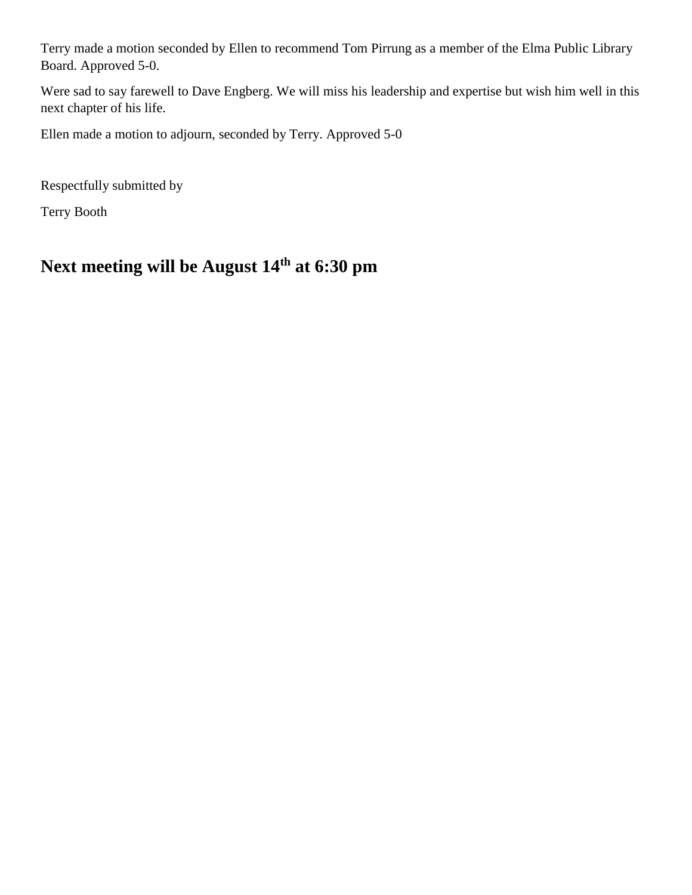Terry made a motion seconded by Ellen to recommend Tom Pirrung as a member of the Elma Public Library Board. Approved 5-0.

Were sad to say farewell to Dave Engberg. We will miss his leadership and expertise but wish him well in this next chapter of his life.

Ellen made a motion to adjourn, seconded by Terry. Approved 5-0

Respectfully submitted by

Terry Booth

## Next meeting will be August 14th at 6:30 pm